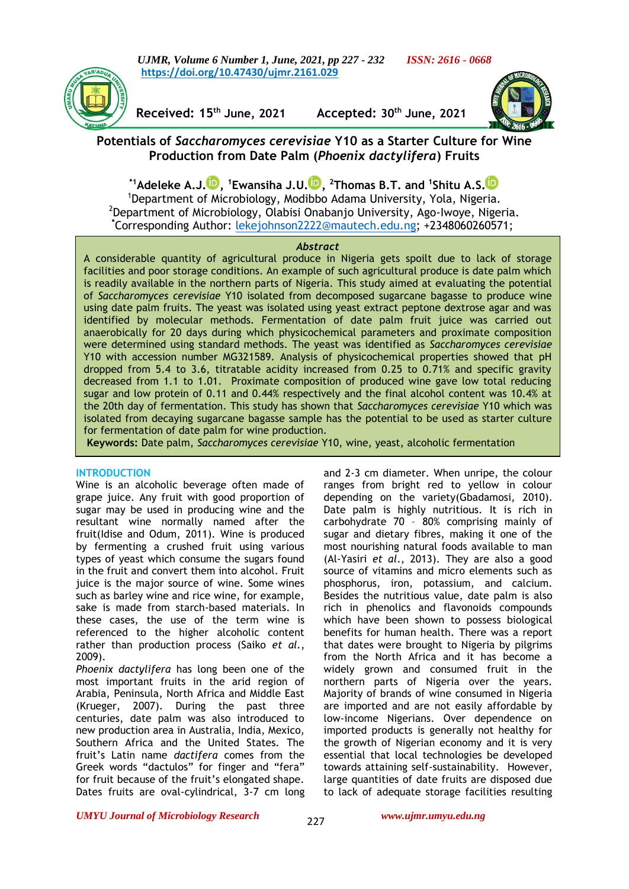https://doi.org/10.47430/ujmr.2161.029

Received: 15th June, 2021 Accepted: 30th June, 2021

# Potentials of *Saccharomyces cerevisiae* Y10 as a Starter Culture for Wine Production from Date Palm (*Phoenix dactylifera*) Fruits

**[*1]Adeleke A.J., [1]Ewansiha J.U., [2]Thomas B.T. and [1]Shitu A.S.**

[1]Department of Microbiology, Modibbo Adama University, Yola, Nigeria.
[2]Department of Microbiology, Olabisi Onabanjo University, Ago-Iwoye, Nigeria.
[*]Corresponding Author: lekejohnson2222@mautech.edu.ng; +2348060260571;

## Abstract

A considerable quantity of agricultural produce in Nigeria gets spoilt due to lack of storage facilities and poor storage conditions. An example of such agricultural produce is date palm which is readily available in the northern parts of Nigeria. This study aimed at evaluating the potential of *Saccharomyces cerevisiae* Y10 isolated from decomposed sugarcane bagasse to produce wine using date palm fruits. The yeast was isolated using yeast extract peptone dextrose agar and was identified by molecular methods. Fermentation of date palm fruit juice was carried out anaerobically for 20 days during which physicochemical parameters and proximate composition were determined using standard methods. The yeast was identified as *Saccharomyces cerevisiae* Y10 with accession number MG321589. Analysis of physicochemical properties showed that pH dropped from 5.4 to 3.6, titratable acidity increased from 0.25 to 0.71% and specific gravity decreased from 1.1 to 1.01. Proximate composition of produced wine gave low total reducing sugar and low protein of 0.11 and 0.44% respectively and the final alcohol content was 10.4% at the 20th day of fermentation. This study has shown that *Saccharomyces cerevisiae* Y10 which was isolated from decaying sugarcane bagasse sample has the potential to be used as starter culture for fermentation of date palm for wine production.

**Keywords:** Date palm, *Saccharomyces cerevisiae* Y10, wine, yeast, alcoholic fermentation

## INTRODUCTION

Wine is an alcoholic beverage often made of grape juice. Any fruit with good proportion of sugar may be used in producing wine and the resultant wine normally named after the fruit(Idise and Odum, 2011). Wine is produced by fermenting a crushed fruit using various types of yeast which consume the sugars found in the fruit and convert them into alcohol. Fruit juice is the major source of wine. Some wines such as barley wine and rice wine, for example, sake is made from starch-based materials. In these cases, the use of the term wine is referenced to the higher alcoholic content rather than production process (Saiko *et al.*, 2009).

*Phoenix dactylifera* has long been one of the most important fruits in the arid region of Arabia, Peninsula, North Africa and Middle East (Krueger, 2007). During the past three centuries, date palm was also introduced to new production area in Australia, India, Mexico, Southern Africa and the United States. The fruit's Latin name *dactifera* comes from the Greek words "dactulos" for finger and "fera" for fruit because of the fruit's elongated shape. Dates fruits are oval-cylindrical, 3-7 cm long and 2-3 cm diameter. When unripe, the colour ranges from bright red to yellow in colour depending on the variety(Gbadamosi, 2010). Date palm is highly nutritious. It is rich in carbohydrate 70 – 80% comprising mainly of sugar and dietary fibres, making it one of the most nourishing natural foods available to man (Al-Yasiri *et al.*, 2013). They are also a good source of vitamins and micro elements such as phosphorus, iron, potassium, and calcium. Besides the nutritious value, date palm is also rich in phenolics and flavonoids compounds which have been shown to possess biological benefits for human health. There was a report that dates were brought to Nigeria by pilgrims from the North Africa and it has become a widely grown and consumed fruit in the northern parts of Nigeria over the years. Majority of brands of wine consumed in Nigeria are imported and are not easily affordable by low-income Nigerians. Over dependence on imported products is generally not healthy for the growth of Nigerian economy and it is very essential that local technologies be developed towards attaining self-sustainability. However, large quantities of date fruits are disposed due to lack of adequate storage facilities resulting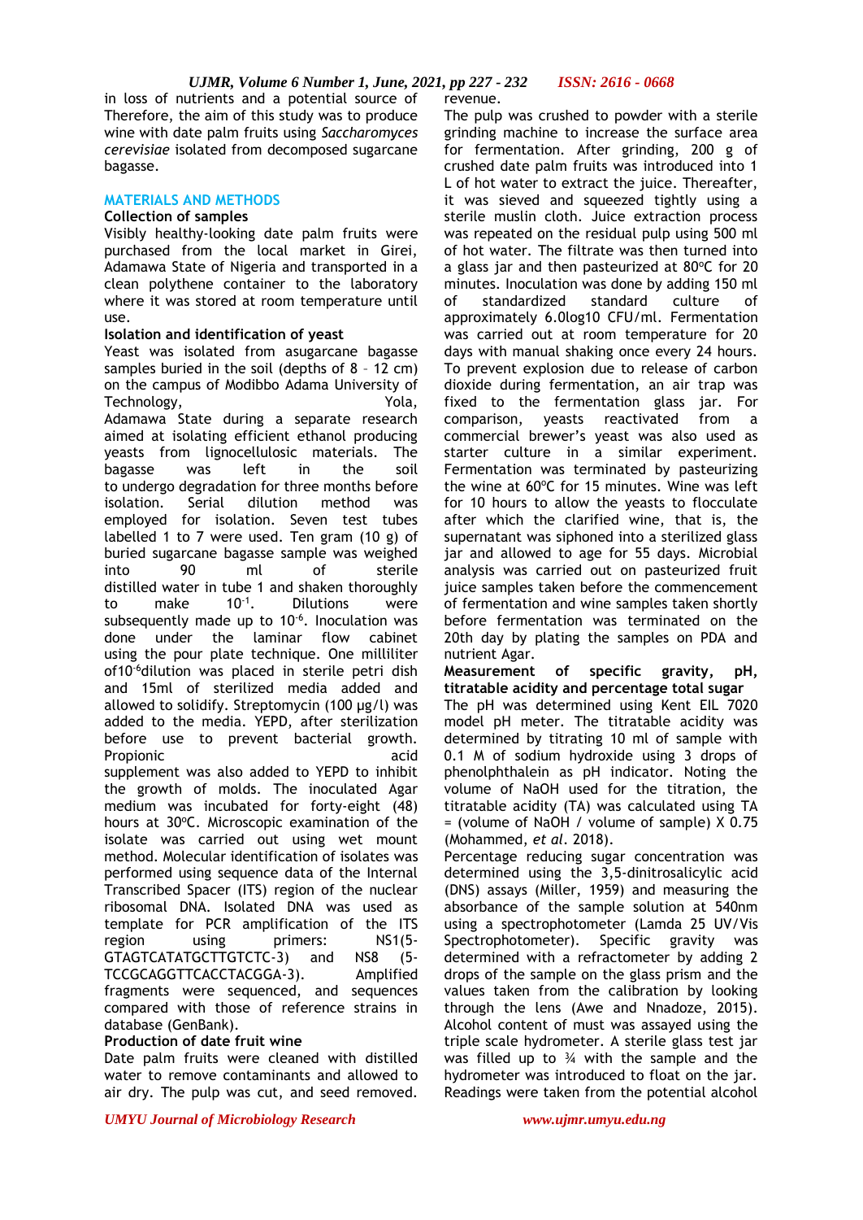in loss of nutrients and a potential source of revenue.

Therefore, the aim of this study was to produce wine with date palm fruits using *Saccharomyces cerevisiae* isolated from decomposed sugarcane bagasse.

## MATERIALS AND METHODS

### Collection of samples

Visibly healthy-looking date palm fruits were purchased from the local market in Girei, Adamawa State of Nigeria and transported in a clean polythene container to the laboratory where it was stored at room temperature until use.

### Isolation and identification of yeast

Yeast was isolated from asugarcane bagasse samples buried in the soil (depths of 8 – 12 cm) on the campus of Modibbo Adama University of Technology, Yola, Adamawa State during a separate research aimed at isolating efficient ethanol producing yeasts from lignocellulosic materials. The bagasse was left in the soil to undergo degradation for three months before isolation. Serial dilution method was employed for isolation. Seven test tubes labelled 1 to 7 were used. Ten gram (10 g) of buried sugarcane bagasse sample was weighed into 90 ml of sterile distilled water in tube 1 and shaken thoroughly to make $10^{-1}$. Dilutions were subsequently made up to $10^{-6}$. Inoculation was done under the laminar flow cabinet using the pour plate technique. One milliliter of$10^{-6}$dilution was placed in sterile petri dish and 15ml of sterilized media added and allowed to solidify. Streptomycin (100 µg/l) was added to the media. YEPD, after sterilization before use to prevent bacterial growth. Propionic acid supplement was also added to YEPD to inhibit the growth of molds. The inoculated Agar medium was incubated for forty-eight (48) hours at 30°C. Microscopic examination of the isolate was carried out using wet mount method. Molecular identification of isolates was performed using sequence data of the Internal Transcribed Spacer (ITS) region of the nuclear ribosomal DNA. Isolated DNA was used as template for PCR amplification of the ITS region using primers: NS1(5-GTAGTCATATGCTTGTCTC-3) and NS8 (5-TCCGCAGGTTCACCTACGGA-3). Amplified fragments were sequenced, and sequences compared with those of reference strains in database (GenBank).

### Production of date fruit wine

Date palm fruits were cleaned with distilled water to remove contaminants and allowed to air dry. The pulp was cut, and seed removed. The pulp was crushed to powder with a sterile grinding machine to increase the surface area for fermentation. After grinding, 200 g of crushed date palm fruits was introduced into 1 L of hot water to extract the juice. Thereafter, it was sieved and squeezed tightly using a sterile muslin cloth. Juice extraction process was repeated on the residual pulp using 500 ml of hot water. The filtrate was then turned into a glass jar and then pasteurized at 80°C for 20 minutes. Inoculation was done by adding 150 ml of standardized standard culture of approximately 6.0log10 CFU/ml. Fermentation was carried out at room temperature for 20 days with manual shaking once every 24 hours. To prevent explosion due to release of carbon dioxide during fermentation, an air trap was fixed to the fermentation glass jar. For comparison, yeasts reactivated from a commercial brewer's yeast was also used as starter culture in a similar experiment. Fermentation was terminated by pasteurizing the wine at 60°C for 15 minutes. Wine was left for 10 hours to allow the yeasts to flocculate after which the clarified wine, that is, the supernatant was siphoned into a sterilized glass jar and allowed to age for 55 days. Microbial analysis was carried out on pasteurized fruit juice samples taken before the commencement of fermentation and wine samples taken shortly before fermentation was terminated on the 20th day by plating the samples on PDA and nutrient Agar.

### Measurement of specific gravity, pH, titratable acidity and percentage total sugar

The pH was determined using Kent EIL 7020 model pH meter. The titratable acidity was determined by titrating 10 ml of sample with 0.1 M of sodium hydroxide using 3 drops of phenolphthalein as pH indicator. Noting the volume of NaOH used for the titration, the titratable acidity (TA) was calculated using TA = (volume of NaOH / volume of sample) X 0.75 (Mohammed, *et al*. 2018).

Percentage reducing sugar concentration was determined using the 3,5-dinitrosalicylic acid (DNS) assays (Miller, 1959) and measuring the absorbance of the sample solution at 540nm using a spectrophotometer (Lamda 25 UV/Vis Spectrophotometer). Specific gravity was determined with a refractometer by adding 2 drops of the sample on the glass prism and the values taken from the calibration by looking through the lens (Awe and Nnadoze, 2015). Alcohol content of must was assayed using the triple scale hydrometer. A sterile glass test jar was filled up to ¾ with the sample and the hydrometer was introduced to float on the jar. Readings were taken from the potential alcohol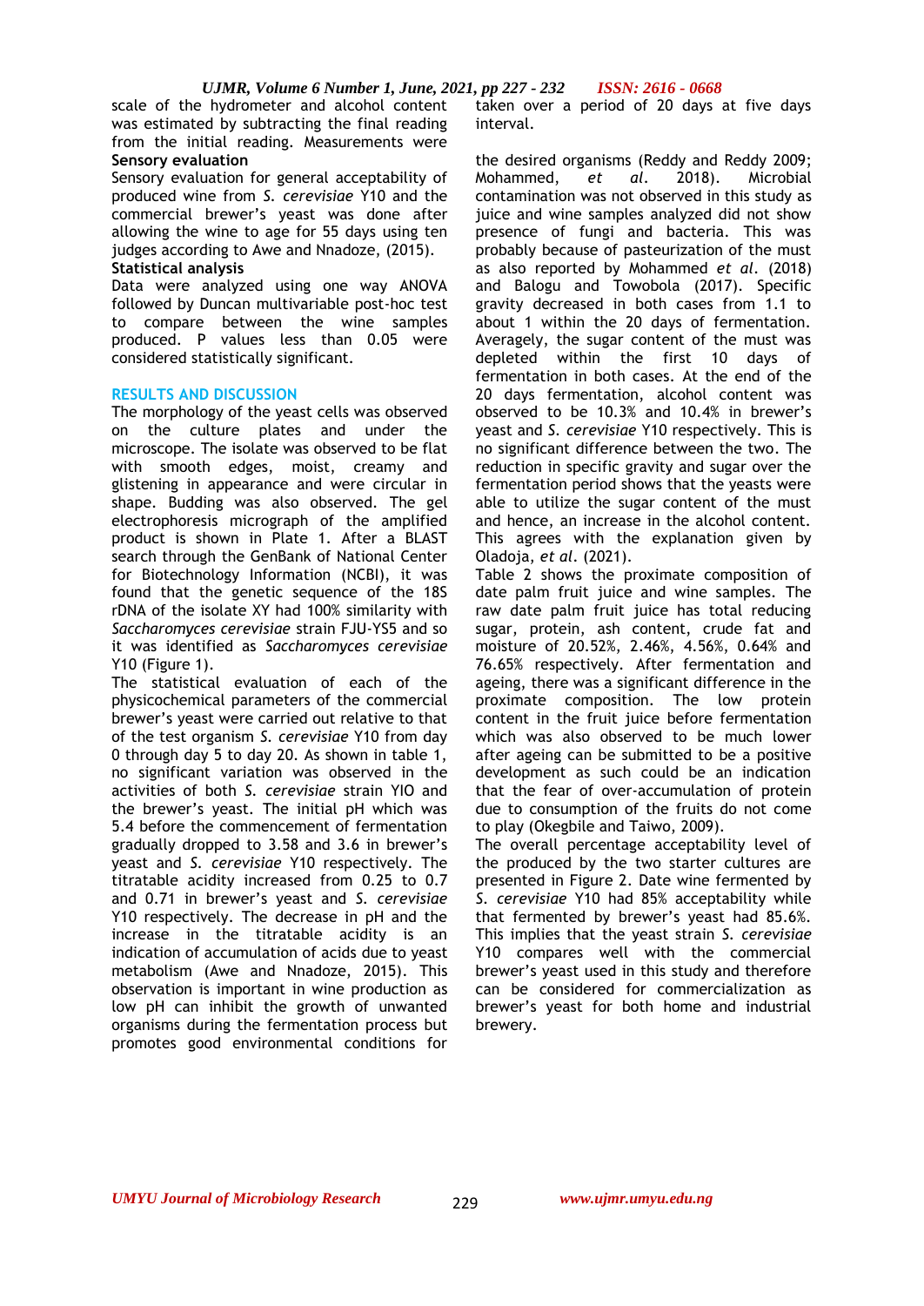scale of the hydrometer and alcohol content was estimated by subtracting the final reading from the initial reading. Measurements were taken over a period of 20 days at five days interval.

**Sensory evaluation**

Sensory evaluation for general acceptability of produced wine from *S. cerevisiae* Y10 and the commercial brewer's yeast was done after allowing the wine to age for 55 days using ten judges according to Awe and Nnadoze, (2015).

**Statistical analysis**

Data were analyzed using one way ANOVA followed by Duncan multivariable post-hoc test to compare between the wine samples produced. P values less than 0.05 were considered statistically significant.

## RESULTS AND DISCUSSION

The morphology of the yeast cells was observed on the culture plates and under the microscope. The isolate was observed to be flat with smooth edges, moist, creamy and glistening in appearance and were circular in shape. Budding was also observed. The gel electrophoresis micrograph of the amplified product is shown in Plate 1. After a BLAST search through the GenBank of National Center for Biotechnology Information (NCBI), it was found that the genetic sequence of the 18S rDNA of the isolate XY had 100% similarity with *Saccharomyces cerevisiae* strain FJU-YS5 and so it was identified as *Saccharomyces cerevisiae* Y10 (Figure 1).

The statistical evaluation of each of the physicochemical parameters of the commercial brewer's yeast were carried out relative to that of the test organism *S. cerevisiae* Y10 from day 0 through day 5 to day 20. As shown in table 1, no significant variation was observed in the activities of both *S. cerevisiae* strain YIO and the brewer's yeast. The initial pH which was 5.4 before the commencement of fermentation gradually dropped to 3.58 and 3.6 in brewer's yeast and *S. cerevisiae* Y10 respectively. The titratable acidity increased from 0.25 to 0.7 and 0.71 in brewer's yeast and *S. cerevisiae* Y10 respectively. The decrease in pH and the increase in the titratable acidity is an indication of accumulation of acids due to yeast metabolism (Awe and Nnadoze, 2015). This observation is important in wine production as low pH can inhibit the growth of unwanted organisms during the fermentation process but promotes good environmental conditions for the desired organisms (Reddy and Reddy 2009; Mohammed, *et al*. 2018). Microbial contamination was not observed in this study as juice and wine samples analyzed did not show presence of fungi and bacteria. This was probably because of pasteurization of the must as also reported by Mohammed *et al*. (2018) and Balogu and Towobola (2017). Specific gravity decreased in both cases from 1.1 to about 1 within the 20 days of fermentation. Averagely, the sugar content of the must was depleted within the first 10 days of fermentation in both cases. At the end of the 20 days fermentation, alcohol content was observed to be 10.3% and 10.4% in brewer's yeast and *S. cerevisiae* Y10 respectively. This is no significant difference between the two. The reduction in specific gravity and sugar over the fermentation period shows that the yeasts were able to utilize the sugar content of the must and hence, an increase in the alcohol content. This agrees with the explanation given by Oladoja, *et al*. (2021).

Table 2 shows the proximate composition of date palm fruit juice and wine samples. The raw date palm fruit juice has total reducing sugar, protein, ash content, crude fat and moisture of 20.52%, 2.46%, 4.56%, 0.64% and 76.65% respectively. After fermentation and ageing, there was a significant difference in the proximate composition. The low protein content in the fruit juice before fermentation which was also observed to be much lower after ageing can be submitted to be a positive development as such could be an indication that the fear of over-accumulation of protein due to consumption of the fruits do not come to play (Okegbile and Taiwo, 2009).

The overall percentage acceptability level of the produced by the two starter cultures are presented in Figure 2. Date wine fermented by *S. cerevisiae* Y10 had 85% acceptability while that fermented by brewer's yeast had 85.6%. This implies that the yeast strain *S. cerevisiae* Y10 compares well with the commercial brewer's yeast used in this study and therefore can be considered for commercialization as brewer's yeast for both home and industrial brewery.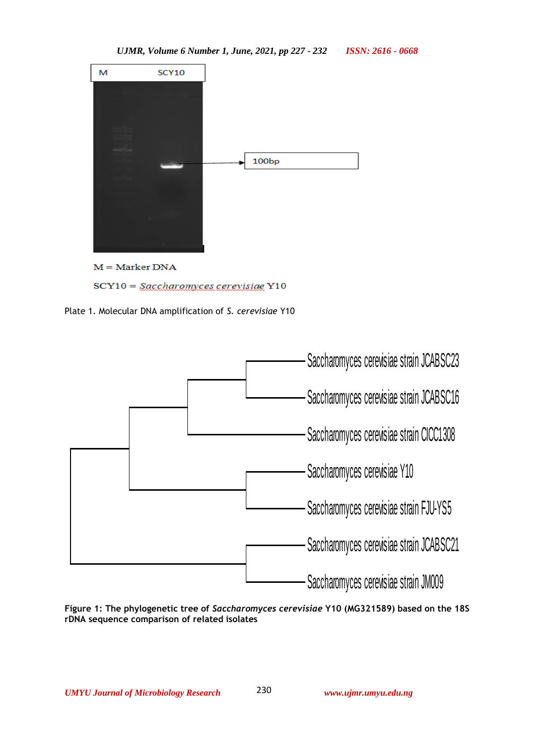M = Marker DNA

SCY10 = *Saccharomyces cerevisiae* Y10

Plate 1. Molecular DNA amplification of *S. cerevisiae* Y10

**Figure 1: The phylogenetic tree of *Saccharomyces cerevisiae* Y10 (MG321589) based on the 18S rDNA sequence comparison of related isolates**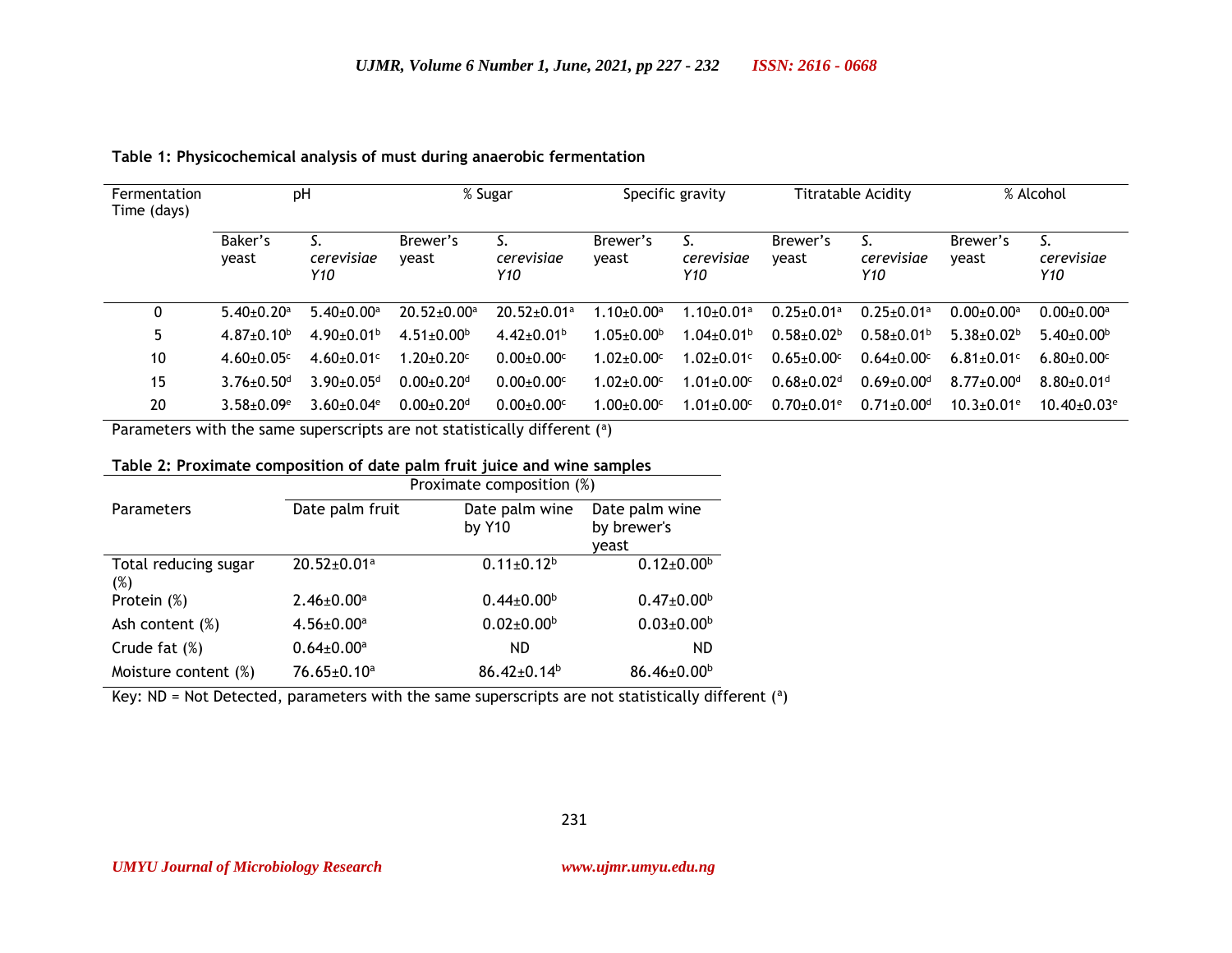**Table 1: Physicochemical analysis of must during anaerobic fermentation**

| Fermentation Time (days) | pH | | % Sugar | | Specific gravity | | Titratable Acidity | | % Alcohol | |
|---|---|---|---|---|---|---|---|---|---|---|
| | Baker's yeast | *S. cerevisiae Y10* | Brewer's yeast | *S. cerevisiae Y10* | Brewer's yeast | *S. cerevisiae Y10* | Brewer's yeast | *S. cerevisiae Y10* | Brewer's yeast | *S. cerevisiae Y10* |
| 0 | 5.40±0.20[a] | 5.40±0.00[a] | 20.52±0.00[a] | 20.52±0.01[a] | 1.10±0.00[a] | 1.10±0.01[a] | 0.25±0.01[a] | 0.25±0.01[a] | 0.00±0.00[a] | 0.00±0.00[a] |
| 5 | 4.87±0.10[b] | 4.90±0.01[b] | 4.51±0.00[b] | 4.42±0.01[b] | 1.05±0.00[b] | 1.04±0.01[b] | 0.58±0.02[b] | 0.58±0.01[b] | 5.38±0.02[b] | 5.40±0.00[b] |
| 10 | 4.60±0.05[c] | 4.60±0.01[c] | 1.20±0.20[c] | 0.00±0.00[c] | 1.02±0.00[c] | 1.02±0.01[c] | 0.65±0.00[c] | 0.64±0.00[c] | 6.81±0.01[c] | 6.80±0.00[c] |
| 15 | 3.76±0.50[d] | 3.90±0.05[d] | 0.00±0.20[d] | 0.00±0.00[c] | 1.02±0.00[c] | 1.01±0.00[c] | 0.68±0.02[d] | 0.69±0.00[d] | 8.77±0.00[d] | 8.80±0.01[d] |
| 20 | 3.58±0.09[e] | 3.60±0.04[e] | 0.00±0.20[d] | 0.00±0.00[c] | 1.00±0.00[c] | 1.01±0.00[c] | 0.70±0.01[e] | 0.71±0.00[d] | 10.3±0.01[e] | 10.40±0.03[e] |

Parameters with the same superscripts are not statistically different ([a])

**Table 2: Proximate composition of date palm fruit juice and wine samples**

| Parameters | Proximate composition (%) | | |
|---|---|---|---|
| | Date palm fruit | Date palm wine by Y10 | Date palm wine by brewer's yeast |
| Total reducing sugar (%) | 20.52±0.01[a] | 0.11±0.12[b] | 0.12±0.00[b] |
| Protein (%) | 2.46±0.00[a] | 0.44±0.00[b] | 0.47±0.00[b] |
| Ash content (%) | 4.56±0.00[a] | 0.02±0.00[b] | 0.03±0.00[b] |
| Crude fat (%) | 0.64±0.00[a] | ND | ND |
| Moisture content (%) | 76.65±0.10[a] | 86.42±0.14[b] | 86.46±0.00[b] |

Key: ND = Not Detected, parameters with the same superscripts are not statistically different ([a])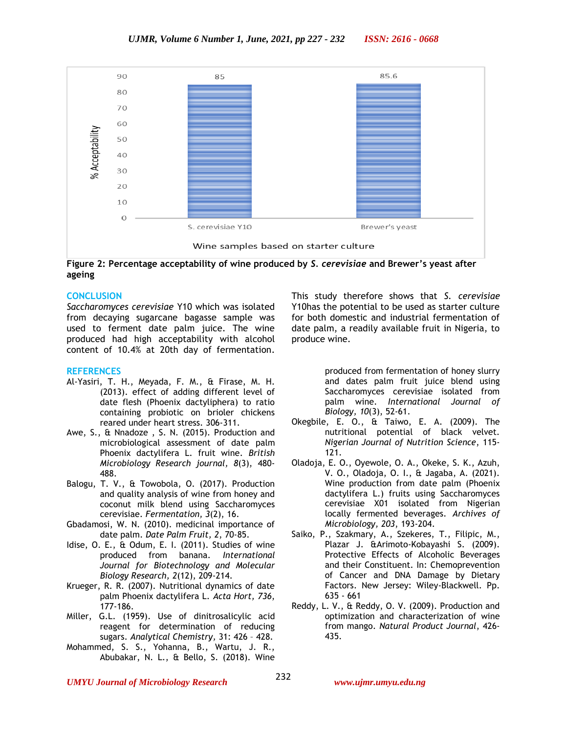90
80
70
60
50
40
30
20
10
0

% Acceptability

85

85.6

S. cerevisiae Y10

Brewer's yeast

Wine samples based on starter culture

**Figure 2: Percentage acceptability of wine produced by *S. cerevisiae* and Brewer's yeast after ageing**

## CONCLUSION

*Saccharomyces cerevisiae* Y10 which was isolated from decaying sugarcane bagasse sample was used to ferment date palm juice. The wine produced had high acceptability with alcohol content of 10.4% at 20th day of fermentation. This study therefore shows that *S. cerevisiae* Y10has the potential to be used as starter culture for both domestic and industrial fermentation of date palm, a readily available fruit in Nigeria, to produce wine.

## REFERENCES

Al-Yasiri, T. H., Meyada, F. M., & Firase, M. H. (2013). effect of adding different level of date flesh (Phoenix dactyliphera) to ratio containing probiotic on brioler chickens reared under heart stress. 306-311.

Awe, S., & Nnadoze , S. N. (2015). Production and microbiological assessment of date palm Phoenix dactylifera L. fruit wine. *British Microbiology Research journal, 8*(3), 480-488.

Balogu, T. V., & Towobola, O. (2017). Production and quality analysis of wine from honey and coconut milk blend using Saccharomyces cerevisiae. *Fermentation, 3*(2), 16.

Gbadamosi, W. N. (2010). medicinal importance of date palm. *Date Palm Fruit, 2*, 70-85.

Idise, O. E., & Odum, E. I. (2011). Studies of wine produced from banana. *International Journal for Biotechnology and Molecular Biology Research, 2*(12), 209-214.

Krueger, R. R. (2007). Nutritional dynamics of date palm Phoenix dactylifera L. *Acta Hort, 736*, 177-186.

Miller, G.L. (1959). Use of dinitrosalicylic acid reagent for determination of reducing sugars. *Analytical Chemistry,* 31: 426 – 428.

Mohammed, S. S., Yohanna, B., Wartu, J. R., Abubakar, N. L., & Bello, S. (2018). Wine produced from fermentation of honey slurry and dates palm fruit juice blend using Saccharomyces cerevisiae isolated from palm wine. *International Journal of Biology, 10*(3), 52-61.

Okegbile, E. O., & Taiwo, E. A. (2009). The nutritional potential of black velvet. *Nigerian Journal of Nutrition Science*, 115-121.

Oladoja, E. O., Oyewole, O. A., Okeke, S. K., Azuh, V. O., Oladoja, O. I., & Jagaba, A. (2021). Wine production from date palm (Phoenix dactylifera L.) fruits using Saccharomyces cerevisiae X01 isolated from Nigerian locally fermented beverages. *Archives of Microbiology, 203*, 193-204.

Saiko, P., Szakmary, A., Szekeres, T., Filipic, M., Plazar J. &Arimoto-Kobayashi S. (2009). Protective Effects of Alcoholic Beverages and their Constituent. In: Chemoprevention of Cancer and DNA Damage by Dietary Factors. New Jersey: Wiley-Blackwell. Pp. 635 - 661

Reddy, L. V., & Reddy, O. V. (2009). Production and optimization and characterization of wine from mango. *Natural Product Journal*, 426-435.